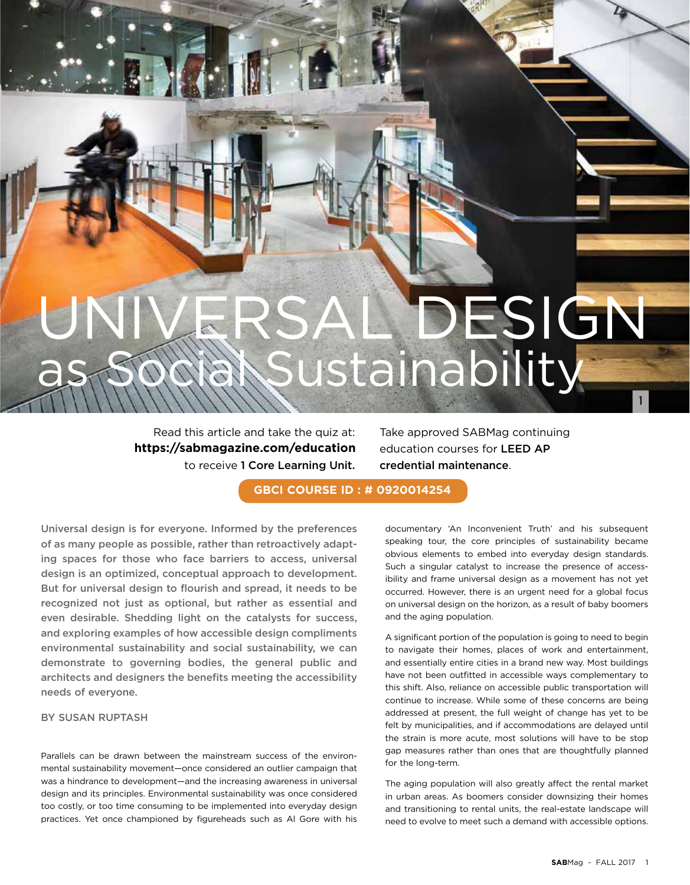# UNIVERSAL DESIGN as Social Sustainability

Read this article and take the quiz at: **https://sabmagazine.com/education** to receive **1 Core Learning Unit.**

Take approved SABMag continuing education courses for **LEED AP credential maintenance**.

**GBCI COURSE ID : # 0920014254**

**Universal design is for everyone. Informed by the preferences of as many people as possible, rather than retroactively adapting spaces for those who face barriers to access, universal design is an optimized, conceptual approach to development. But for universal design to flourish and spread, it needs to be recognized not just as optional, but rather as essential and even desirable. Shedding light on the catalysts for success, and exploring examples of how accessible design compliments environmental sustainability and social sustainability, we can demonstrate to governing bodies, the general public and architects and designers the benefits meeting the accessibility needs of everyone.**

BY SUSAN RUPTASH

Parallels can be drawn between the mainstream success of the environmental sustainability movement—once considered an outlier campaign that was a hindrance to development—and the increasing awareness in universal design and its principles. Environmental sustainability was once considered too costly, or too time consuming to be implemented into everyday design practices. Yet once championed by figureheads such as Al Gore with his documentary 'An Inconvenient Truth' and his subsequent speaking tour, the core principles of sustainability became obvious elements to embed into everyday design standards. Such a singular catalyst to increase the presence of accessibility and frame universal design as a movement has not yet occurred. However, there is an urgent need for a global focus on universal design on the horizon, as a result of baby boomers and the aging population.

A significant portion of the population is going to need to begin to navigate their homes, places of work and entertainment, and essentially entire cities in a brand new way. Most buildings have not been outfitted in accessible ways complementary to this shift. Also, reliance on accessible public transportation will continue to increase. While some of these concerns are being addressed at present, the full weight of change has yet to be felt by municipalities, and if accommodations are delayed until the strain is more acute, most solutions will have to be stop gap measures rather than ones that are thoughtfully planned for the long-term.

The aging population will also greatly affect the rental market in urban areas. As boomers consider downsizing their homes and transitioning to rental units, the real-estate landscape will need to evolve to meet such a demand with accessible options.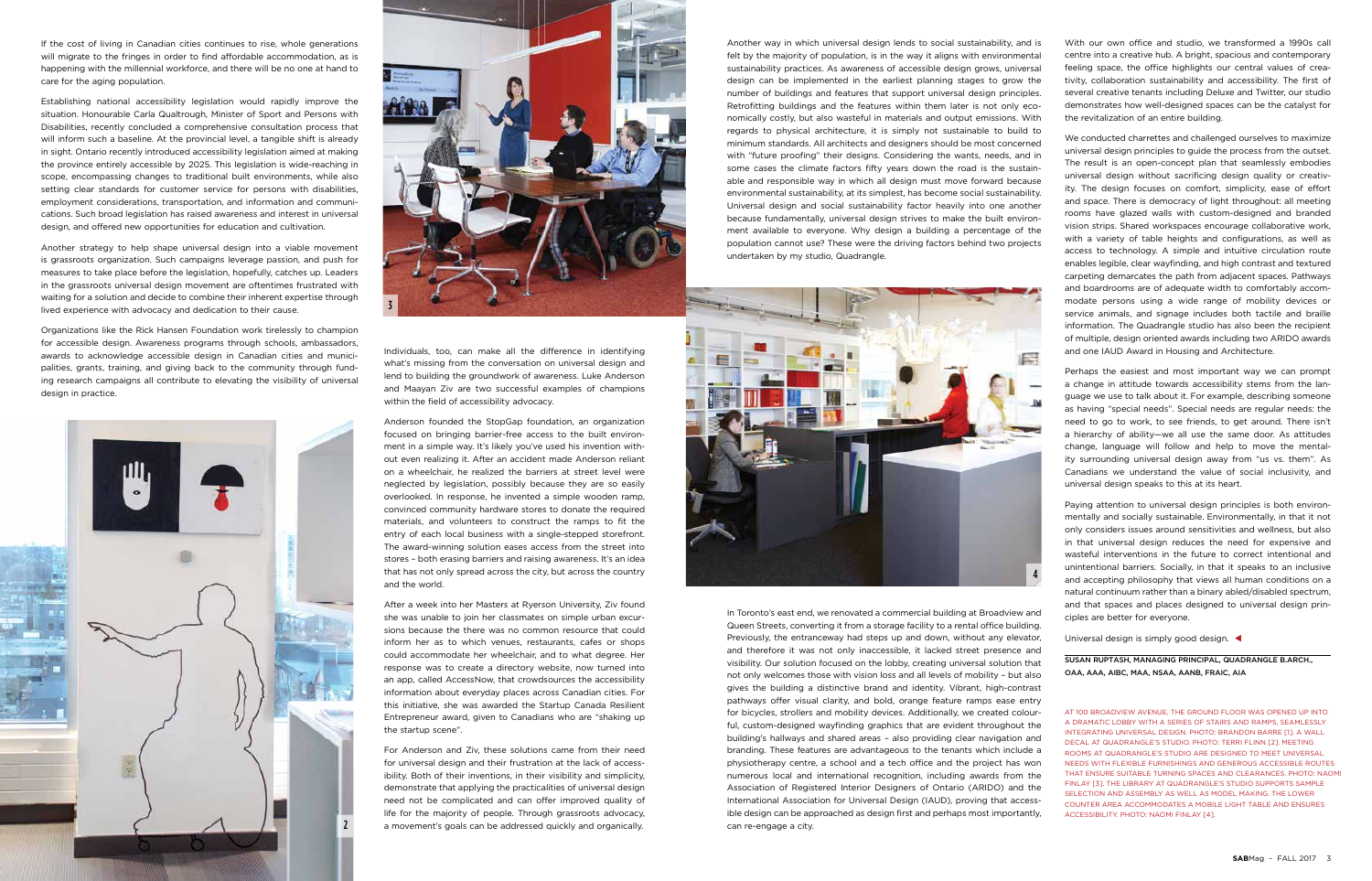If the cost of living in Canadian cities continues to rise, whole generations will migrate to the fringes in order to find affordable accommodation, as is happening with the millennial workforce, and there will be no one at hand to care for the aging population.

Establishing national accessibility legislation would rapidly improve the situation. Honourable Carla Qualtrough, Minister of Sport and Persons with Disabilities, recently concluded a comprehensive consultation process that will inform such a baseline. At the provincial level, a tangible shift is already in sight. Ontario recently introduced accessibility legislation aimed at making the province entirely accessible by 2025. This legislation is wide-reaching in scope, encompassing changes to traditional built environments, while also setting clear standards for customer service for persons with disabilities, employment considerations, transportation, and information and communications. Such broad legislation has raised awareness and interest in universal design, and offered new opportunities for education and cultivation.

Another strategy to help shape universal design into a viable movement is grassroots organization. Such campaigns leverage passion, and push for measures to take place before the legislation, hopefully, catches up. Leaders in the grassroots universal design movement are oftentimes frustrated with waiting for a solution and decide to combine their inherent expertise through lived experience with advocacy and dedication to their cause.

Organizations like the Rick Hansen Foundation work tirelessly to champion for accessible design. Awareness programs through schools, ambassadors, awards to acknowledge accessible design in Canadian cities and municipalities, grants, training, and giving back to the community through funding research campaigns all contribute to elevating the visibility of universal design in practice.

Individuals, too, can make all the difference in identifying what's missing from the conversation on universal design and lend to building the groundwork of awareness. Luke Anderson and Maayan Ziv are two successful examples of champions within the field of accessibility advocacy.

Anderson founded the StopGap foundation, an organization focused on bringing barrier-free access to the built environment in a simple way. It's likely you've used his invention without even realizing it. After an accident made Anderson reliant on a wheelchair, he realized the barriers at street level were neglected by legislation, possibly because they are so easily overlooked. In response, he invented a simple wooden ramp, convinced community hardware stores to donate the required materials, and volunteers to construct the ramps to fit the entry of each local business with a single-stepped storefront. The award-winning solution eases access from the street into stores – both erasing barriers and raising awareness. It's an idea that has not only spread across the city, but across the country and the world.

After a week into her Masters at Ryerson University, Ziv found she was unable to join her classmates on simple urban excursions because the there was no common resource that could inform her as to which venues, restaurants, cafes or shops could accommodate her wheelchair, and to what degree. Her response was to create a directory website, now turned into an app, called AccessNow, that crowdsources the accessibility information about everyday places across Canadian cities. For this initiative, she was awarded the Startup Canada Resilient Entrepreneur award, given to Canadians who are "shaking up the startup scene".

For Anderson and Ziv, these solutions came from their need for universal design and their frustration at the lack of accessibility. Both of their inventions, in their visibility and simplicity, demonstrate that applying the practicalities of universal design need not be complicated and can offer improved quality of life for the majority of people. Through grassroots advocacy, a movement's goals can be addressed quickly and organically.

Another way in which universal design lends to social sustainability, and is felt by the majority of population, is in the way it aligns with environmental sustainability practices. As awareness of accessible design grows, universal design can be implemented in the earliest planning stages to grow the number of buildings and features that support universal design principles. Retrofitting buildings and the features within them later is not only economically costly, but also wasteful in materials and output emissions. With regards to physical architecture, it is simply not sustainable to build to minimum standards. All architects and designers should be most concerned with "future proofing" their designs. Considering the wants, needs, and in some cases the climate factors fifty years down the road is the sustainable and responsible way in which all design must move forward because environmental sustainability, at its simplest, has become social sustainability. Universal design and social sustainability factor heavily into one another because fundamentally, universal design strives to make the built environment available to everyone. Why design a building a percentage of the population cannot use? These were the driving factors behind two projects undertaken by my studio, Quadrangle.

In Toronto's east end, we renovated a commercial building at Broadview and Queen Streets, converting it from a storage facility to a rental office building. Previously, the entranceway had steps up and down, without any elevator, and therefore it was not only inaccessible, it lacked street presence and visibility. Our solution focused on the lobby, creating universal solution that not only welcomes those with vision loss and all levels of mobility – but also gives the building a distinctive brand and identity. Vibrant, high-contrast pathways offer visual clarity, and bold, orange feature ramps ease entry for bicycles, strollers and mobility devices. Additionally, we created colourful, custom-designed wayfinding graphics that are evident throughout the building's hallways and shared areas – also providing clear navigation and branding. These features are advantageous to the tenants which include a physiotherapy centre, a school and a tech office and the project has won numerous local and international recognition, including awards from the Association of Registered Interior Designers of Ontario (ARIDO) and the International Association for Universal Design (IAUD), proving that accessible design can be approached as design first and perhaps most importantly, can re-engage a city.

With our own office and studio, we transformed a 1990s call centre into a creative hub. A bright, spacious and contemporary feeling space, the office highlights our central values of creativity, collaboration sustainability and accessibility. The first of several creative tenants including Deluxe and Twitter, our studio demonstrates how well-designed spaces can be the catalyst for the revitalization of an entire building.

We conducted charrettes and challenged ourselves to maximize universal design principles to guide the process from the outset. The result is an open-concept plan that seamlessly embodies universal design without sacrificing design quality or creativity. The design focuses on comfort, simplicity, ease of effort and space. There is democracy of light throughout: all meeting rooms have glazed walls with custom-designed and branded vision strips. Shared workspaces encourage collaborative work, with a variety of table heights and configurations, as well as access to technology. A simple and intuitive circulation route enables legible, clear wayfinding, and high contrast and textured carpeting demarcates the path from adjacent spaces. Pathways and boardrooms are of adequate width to comfortably accommodate persons using a wide range of mobility devices or service animals, and signage includes both tactile and braille information. The Quadrangle studio has also been the recipient of multiple, design oriented awards including two ARIDO awards and one IAUD Award in Housing and Architecture.

Perhaps the easiest and most important way we can prompt a change in attitude towards accessibility stems from the language we use to talk about it. For example, describing someone as having "special needs". Special needs are regular needs: the need to go to work, to see friends, to get around. There isn't a hierarchy of ability—we all use the same door. As attitudes change, language will follow and help to move the mentality surrounding universal design away from "us vs. them". As Canadians we understand the value of social inclusivity, and universal design speaks to this at its heart.

Paying attention to universal design principles is both environmentally and socially sustainable. Environmentally, in that it not only considers issues around sensitivities and wellness, but also in that universal design reduces the need for expensive and wasteful interventions in the future to correct intentional and unintentional barriers. Socially, in that it speaks to an inclusive and accepting philosophy that views all human conditions on a natural continuum rather than a binary abled/disabled spectrum, and that spaces and places designed to universal design principles are better for everyone.

Universal design is simply good design. ◄

**SUSAN RUPTASH, MANAGING PRINCIPAL, QUADRANGLE B.ARCH., OAA, AAA, AIBC, MAA, NSAA, AANB, FRAIC, AIA**

AT 100 BROADVIEW AVENUE, THE GROUND FLOOR WAS OPENED UP INTO A DRAMATIC LOBBY WITH A SERIES OF STAIRS AND RAMPS, SEAMLESSLY INTEGRATING UNIVERSAL DESIGN. PHOTO: BRANDON BARRE [1]. A WALL DECAL AT QUADRANGLE'S STUDIO. PHOTO: TERRI FLINN [2]. MEETING ROOMS AT QUADRANGLE'S STUDIO ARE DESIGNED TO MEET UNIVERSAL NEEDS WITH FLEXIBLE FURNISHINGS AND GENEROUS ACCESSIBLE ROUTES THAT ENSURE SUITABLE TURNING SPACES AND CLEARANCES. PHOTO: NAOMI FINLAY [3]. THE LIBRARY AT QUADRANGLE'S STUDIO SUPPORTS SAMPLE SELECTION AND ASSEMBLY AS WELL AS MODEL MAKING. THE LOWER COUNTER AREA ACCOMMODATES A MOBILE LIGHT TABLE AND ENSURES ACCESSIBILITY. PHOTO: NAOMI FINLAY [4].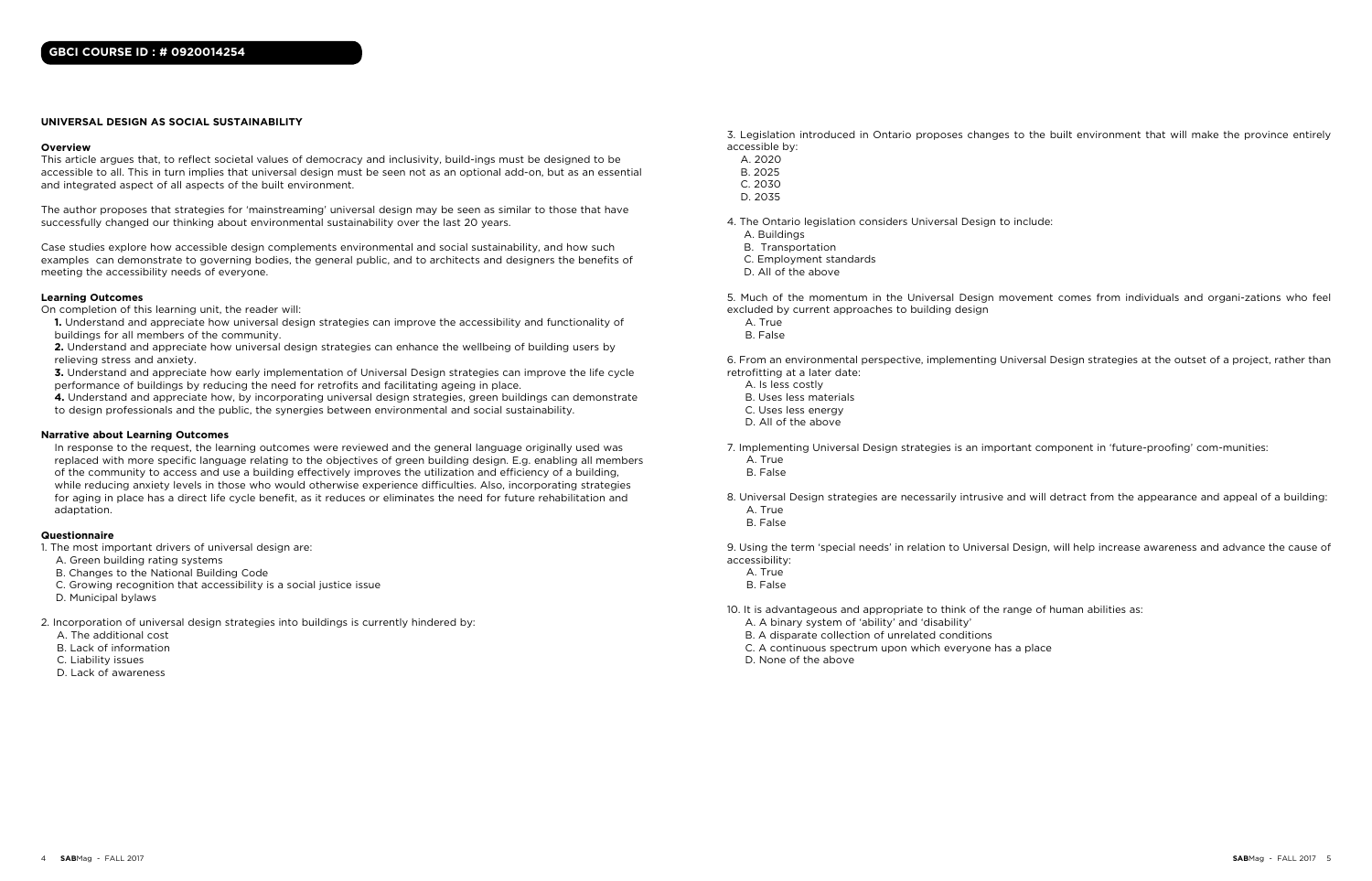**GBCI COURSE ID : # 0920014254**

## UNIVERSAL DESIGN AS SOCIAL SUSTAINABILITY

### Overview

This article argues that, to reflect societal values of democracy and inclusivity, build-ings must be designed to be accessible to all. This in turn implies that universal design must be seen not as an optional add-on, but as an essential and integrated aspect of all aspects of the built environment.

The author proposes that strategies for 'mainstreaming' universal design may be seen as similar to those that have successfully changed our thinking about environmental sustainability over the last 20 years.

Case studies explore how accessible design complements environmental and social sustainability, and how such examples can demonstrate to governing bodies, the general public, and to architects and designers the benefits of meeting the accessibility needs of everyone.

### Learning Outcomes

On completion of this learning unit, the reader will:

**1.** Understand and appreciate how universal design strategies can improve the accessibility and functionality of buildings for all members of the community.

**2.** Understand and appreciate how universal design strategies can enhance the wellbeing of building users by relieving stress and anxiety.

**3.** Understand and appreciate how early implementation of Universal Design strategies can improve the life cycle performance of buildings by reducing the need for retrofits and facilitating ageing in place.

**4.** Understand and appreciate how, by incorporating universal design strategies, green buildings can demonstrate to design professionals and the public, the synergies between environmental and social sustainability.

### Narrative about Learning Outcomes

In response to the request, the learning outcomes were reviewed and the general language originally used was replaced with more specific language relating to the objectives of green building design. E.g. enabling all members of the community to access and use a building effectively improves the utilization and efficiency of a building, while reducing anxiety levels in those who would otherwise experience difficulties. Also, incorporating strategies for aging in place has a direct life cycle benefit, as it reduces or eliminates the need for future rehabilitation and adaptation.

### Questionnaire

1. The most important drivers of universal design are:
   - A. Green building rating systems
   - B. Changes to the National Building Code
   - C. Growing recognition that accessibility is a social justice issue
   - D. Municipal bylaws

2. Incorporation of universal design strategies into buildings is currently hindered by:
   - A. The additional cost
   - B. Lack of information
   - C. Liability issues
   - D. Lack of awareness

3. Legislation introduced in Ontario proposes changes to the built environment that will make the province entirely accessible by:
   - A. 2020
   - B. 2025
   - C. 2030
   - D. 2035

4. The Ontario legislation considers Universal Design to include:
   - A. Buildings
   - B. Transportation
   - C. Employment standards
   - D. All of the above

5. Much of the momentum in the Universal Design movement comes from individuals and organi-zations who feel excluded by current approaches to building design
   - A. True
   - B. False

6. From an environmental perspective, implementing Universal Design strategies at the outset of a project, rather than retrofitting at a later date:
   - A. Is less costly
   - B. Uses less materials
   - C. Uses less energy
   - D. All of the above

7. Implementing Universal Design strategies is an important component in 'future-proofing' com-munities:
   - A. True
   - B. False

8. Universal Design strategies are necessarily intrusive and will detract from the appearance and appeal of a building:
   - A. True
   - B. False

9. Using the term 'special needs' in relation to Universal Design, will help increase awareness and advance the cause of accessibility:
   - A. True
   - B. False

10. It is advantageous and appropriate to think of the range of human abilities as:
    - A. A binary system of 'ability' and 'disability'
    - B. A disparate collection of unrelated conditions
    - C. A continuous spectrum upon which everyone has a place
    - D. None of the above